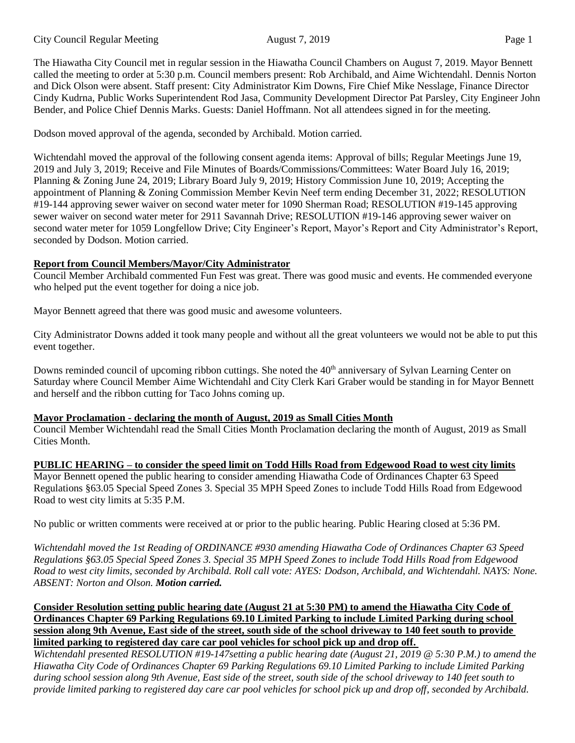The Hiawatha City Council met in regular session in the Hiawatha Council Chambers on August 7, 2019. Mayor Bennett called the meeting to order at 5:30 p.m. Council members present: Rob Archibald, and Aime Wichtendahl. Dennis Norton and Dick Olson were absent. Staff present: City Administrator Kim Downs, Fire Chief Mike Nesslage, Finance Director Cindy Kudrna, Public Works Superintendent Rod Jasa, Community Development Director Pat Parsley, City Engineer John Bender, and Police Chief Dennis Marks. Guests: Daniel Hoffmann. Not all attendees signed in for the meeting.

Dodson moved approval of the agenda, seconded by Archibald. Motion carried.

Wichtendahl moved the approval of the following consent agenda items: Approval of bills; Regular Meetings June 19, 2019 and July 3, 2019; Receive and File Minutes of Boards/Commissions/Committees: Water Board July 16, 2019; Planning & Zoning June 24, 2019; Library Board July 9, 2019; History Commission June 10, 2019; Accepting the appointment of Planning & Zoning Commission Member Kevin Neef term ending December 31, 2022; RESOLUTION #19-144 approving sewer waiver on second water meter for 1090 Sherman Road; RESOLUTION #19-145 approving sewer waiver on second water meter for 2911 Savannah Drive; RESOLUTION #19-146 approving sewer waiver on second water meter for 1059 Longfellow Drive; City Engineer's Report, Mayor's Report and City Administrator's Report, seconded by Dodson. Motion carried.

**Report from Council Members/Mayor/City Administrator**

Council Member Archibald commented Fun Fest was great. There was good music and events. He commended everyone who helped put the event together for doing a nice job.

Mayor Bennett agreed that there was good music and awesome volunteers.

City Administrator Downs added it took many people and without all the great volunteers we would not be able to put this event together.

Downs reminded council of upcoming ribbon cuttings. She noted the 40th anniversary of Sylvan Learning Center on Saturday where Council Member Aime Wichtendahl and City Clerk Kari Graber would be standing in for Mayor Bennett and herself and the ribbon cutting for Taco Johns coming up.

**Mayor Proclamation - declaring the month of August, 2019 as Small Cities Month**

Council Member Wichtendahl read the Small Cities Month Proclamation declaring the month of August, 2019 as Small Cities Month.

**PUBLIC HEARING – to consider the speed limit on Todd Hills Road from Edgewood Road to west city limits**

Mayor Bennett opened the public hearing to consider amending Hiawatha Code of Ordinances Chapter 63 Speed Regulations §63.05 Special Speed Zones 3. Special 35 MPH Speed Zones to include Todd Hills Road from Edgewood Road to west city limits at 5:35 P.M.

No public or written comments were received at or prior to the public hearing. Public Hearing closed at 5:36 PM.

*Wichtendahl moved the 1st Reading of ORDINANCE #930 amending Hiawatha Code of Ordinances Chapter 63 Speed Regulations §63.05 Special Speed Zones 3. Special 35 MPH Speed Zones to include Todd Hills Road from Edgewood Road to west city limits, seconded by Archibald. Roll call vote: AYES: Dodson, Archibald, and Wichtendahl. NAYS: None. ABSENT: Norton and Olson.* ***Motion carried.***

**Consider Resolution setting public hearing date (August 21 at 5:30 PM) to amend the Hiawatha City Code of Ordinances Chapter 69 Parking Regulations 69.10 Limited Parking to include Limited Parking during school session along 9th Avenue, East side of the street, south side of the school driveway to 140 feet south to provide limited parking to registered day care car pool vehicles for school pick up and drop off.**

*Wichtendahl presented RESOLUTION #19-147setting a public hearing date (August 21, 2019 @ 5:30 P.M.) to amend the Hiawatha City Code of Ordinances Chapter 69 Parking Regulations 69.10 Limited Parking to include Limited Parking during school session along 9th Avenue, East side of the street, south side of the school driveway to 140 feet south to provide limited parking to registered day care car pool vehicles for school pick up and drop off, seconded by Archibald.*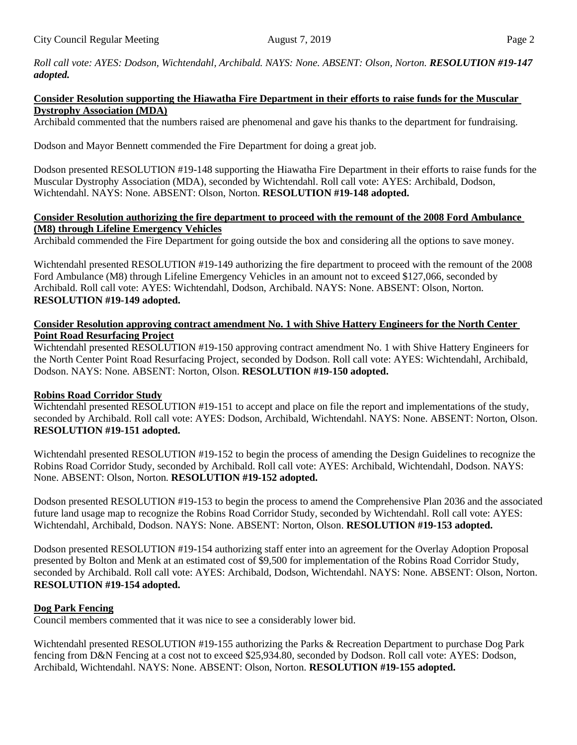*Roll call vote: AYES: Dodson, Wichtendahl, Archibald. NAYS: None. ABSENT: Olson, Norton.* ***RESOLUTION #19-147 adopted.***

**Consider Resolution supporting the Hiawatha Fire Department in their efforts to raise funds for the Muscular Dystrophy Association (MDA)**

Archibald commented that the numbers raised are phenomenal and gave his thanks to the department for fundraising.

Dodson and Mayor Bennett commended the Fire Department for doing a great job.

Dodson presented RESOLUTION #19-148 supporting the Hiawatha Fire Department in their efforts to raise funds for the Muscular Dystrophy Association (MDA), seconded by Wichtendahl. Roll call vote: AYES: Archibald, Dodson, Wichtendahl. NAYS: None. ABSENT: Olson, Norton. **RESOLUTION #19-148 adopted.**

**Consider Resolution authorizing the fire department to proceed with the remount of the 2008 Ford Ambulance (M8) through Lifeline Emergency Vehicles**

Archibald commended the Fire Department for going outside the box and considering all the options to save money.

Wichtendahl presented RESOLUTION #19-149 authorizing the fire department to proceed with the remount of the 2008 Ford Ambulance (M8) through Lifeline Emergency Vehicles in an amount not to exceed $127,066, seconded by Archibald. Roll call vote: AYES: Wichtendahl, Dodson, Archibald. NAYS: None. ABSENT: Olson, Norton. **RESOLUTION #19-149 adopted.**

**Consider Resolution approving contract amendment No. 1 with Shive Hattery Engineers for the North Center Point Road Resurfacing Project**

Wichtendahl presented RESOLUTION #19-150 approving contract amendment No. 1 with Shive Hattery Engineers for the North Center Point Road Resurfacing Project, seconded by Dodson. Roll call vote: AYES: Wichtendahl, Archibald, Dodson. NAYS: None. ABSENT: Norton, Olson. **RESOLUTION #19-150 adopted.**

**Robins Road Corridor Study**

Wichtendahl presented RESOLUTION #19-151 to accept and place on file the report and implementations of the study, seconded by Archibald. Roll call vote: AYES: Dodson, Archibald, Wichtendahl. NAYS: None. ABSENT: Norton, Olson. **RESOLUTION #19-151 adopted.**

Wichtendahl presented RESOLUTION #19-152 to begin the process of amending the Design Guidelines to recognize the Robins Road Corridor Study, seconded by Archibald. Roll call vote: AYES: Archibald, Wichtendahl, Dodson. NAYS: None. ABSENT: Olson, Norton. **RESOLUTION #19-152 adopted.**

Dodson presented RESOLUTION #19-153 to begin the process to amend the Comprehensive Plan 2036 and the associated future land usage map to recognize the Robins Road Corridor Study, seconded by Wichtendahl. Roll call vote: AYES: Wichtendahl, Archibald, Dodson. NAYS: None. ABSENT: Norton, Olson. **RESOLUTION #19-153 adopted.**

Dodson presented RESOLUTION #19-154 authorizing staff enter into an agreement for the Overlay Adoption Proposal presented by Bolton and Menk at an estimated cost of $9,500 for implementation of the Robins Road Corridor Study, seconded by Archibald. Roll call vote: AYES: Archibald, Dodson, Wichtendahl. NAYS: None. ABSENT: Olson, Norton. **RESOLUTION #19-154 adopted.**

**Dog Park Fencing**

Council members commented that it was nice to see a considerably lower bid.

Wichtendahl presented RESOLUTION #19-155 authorizing the Parks & Recreation Department to purchase Dog Park fencing from D&N Fencing at a cost not to exceed $25,934.80, seconded by Dodson. Roll call vote: AYES: Dodson, Archibald, Wichtendahl. NAYS: None. ABSENT: Olson, Norton. **RESOLUTION #19-155 adopted.**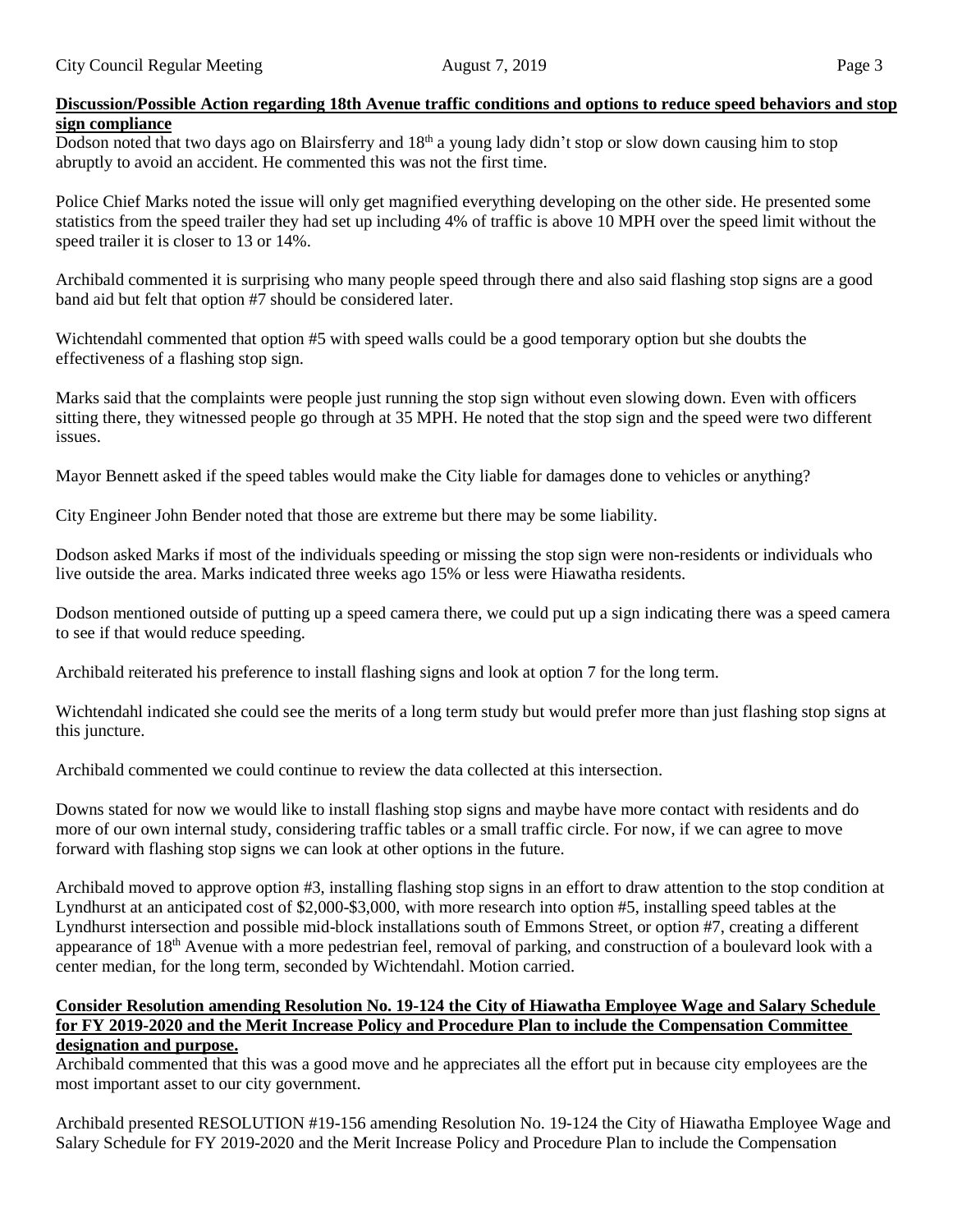**Discussion/Possible Action regarding 18th Avenue traffic conditions and options to reduce speed behaviors and stop sign compliance**

Dodson noted that two days ago on Blairsferry and 18th a young lady didn't stop or slow down causing him to stop abruptly to avoid an accident. He commented this was not the first time.

Police Chief Marks noted the issue will only get magnified everything developing on the other side. He presented some statistics from the speed trailer they had set up including 4% of traffic is above 10 MPH over the speed limit without the speed trailer it is closer to 13 or 14%.

Archibald commented it is surprising who many people speed through there and also said flashing stop signs are a good band aid but felt that option #7 should be considered later.

Wichtendahl commented that option #5 with speed walls could be a good temporary option but she doubts the effectiveness of a flashing stop sign.

Marks said that the complaints were people just running the stop sign without even slowing down. Even with officers sitting there, they witnessed people go through at 35 MPH. He noted that the stop sign and the speed were two different issues.

Mayor Bennett asked if the speed tables would make the City liable for damages done to vehicles or anything?

City Engineer John Bender noted that those are extreme but there may be some liability.

Dodson asked Marks if most of the individuals speeding or missing the stop sign were non-residents or individuals who live outside the area. Marks indicated three weeks ago 15% or less were Hiawatha residents.

Dodson mentioned outside of putting up a speed camera there, we could put up a sign indicating there was a speed camera to see if that would reduce speeding.

Archibald reiterated his preference to install flashing signs and look at option 7 for the long term.

Wichtendahl indicated she could see the merits of a long term study but would prefer more than just flashing stop signs at this juncture.

Archibald commented we could continue to review the data collected at this intersection.

Downs stated for now we would like to install flashing stop signs and maybe have more contact with residents and do more of our own internal study, considering traffic tables or a small traffic circle. For now, if we can agree to move forward with flashing stop signs we can look at other options in the future.

Archibald moved to approve option #3, installing flashing stop signs in an effort to draw attention to the stop condition at Lyndhurst at an anticipated cost of $2,000-$3,000, with more research into option #5, installing speed tables at the Lyndhurst intersection and possible mid-block installations south of Emmons Street, or option #7, creating a different appearance of 18th Avenue with a more pedestrian feel, removal of parking, and construction of a boulevard look with a center median, for the long term, seconded by Wichtendahl. Motion carried.

**Consider Resolution amending Resolution No. 19-124 the City of Hiawatha Employee Wage and Salary Schedule for FY 2019-2020 and the Merit Increase Policy and Procedure Plan to include the Compensation Committee designation and purpose.**

Archibald commented that this was a good move and he appreciates all the effort put in because city employees are the most important asset to our city government.

Archibald presented RESOLUTION #19-156 amending Resolution No. 19-124 the City of Hiawatha Employee Wage and Salary Schedule for FY 2019-2020 and the Merit Increase Policy and Procedure Plan to include the Compensation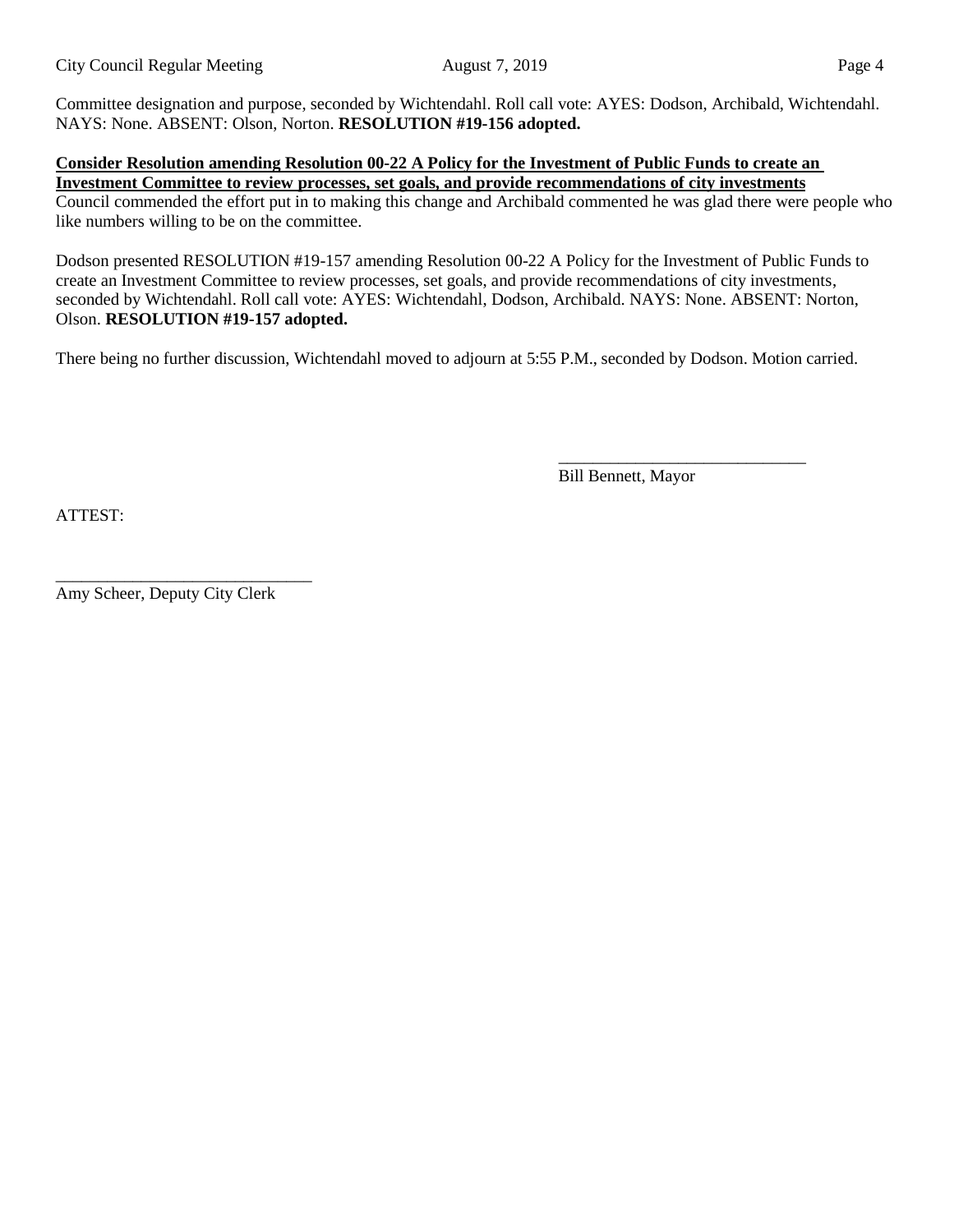Committee designation and purpose, seconded by Wichtendahl. Roll call vote: AYES: Dodson, Archibald, Wichtendahl. NAYS: None. ABSENT: Olson, Norton. **RESOLUTION #19-156 adopted.**

**Consider Resolution amending Resolution 00-22 A Policy for the Investment of Public Funds to create an Investment Committee to review processes, set goals, and provide recommendations of city investments**

Council commended the effort put in to making this change and Archibald commented he was glad there were people who like numbers willing to be on the committee.

Dodson presented RESOLUTION #19-157 amending Resolution 00-22 A Policy for the Investment of Public Funds to create an Investment Committee to review processes, set goals, and provide recommendations of city investments, seconded by Wichtendahl. Roll call vote: AYES: Wichtendahl, Dodson, Archibald. NAYS: None. ABSENT: Norton, Olson. **RESOLUTION #19-157 adopted.**

There being no further discussion, Wichtendahl moved to adjourn at 5:55 P.M., seconded by Dodson. Motion carried.

\_\_\_\_\_\_\_\_\_\_\_\_\_\_\_\_\_\_\_\_\_\_\_\_\_\_\_\_\_\_

Bill Bennett, Mayor

ATTEST:

\_\_\_\_\_\_\_\_\_\_\_\_\_\_\_\_\_\_\_\_\_\_\_\_\_\_\_\_\_\_

Amy Scheer, Deputy City Clerk